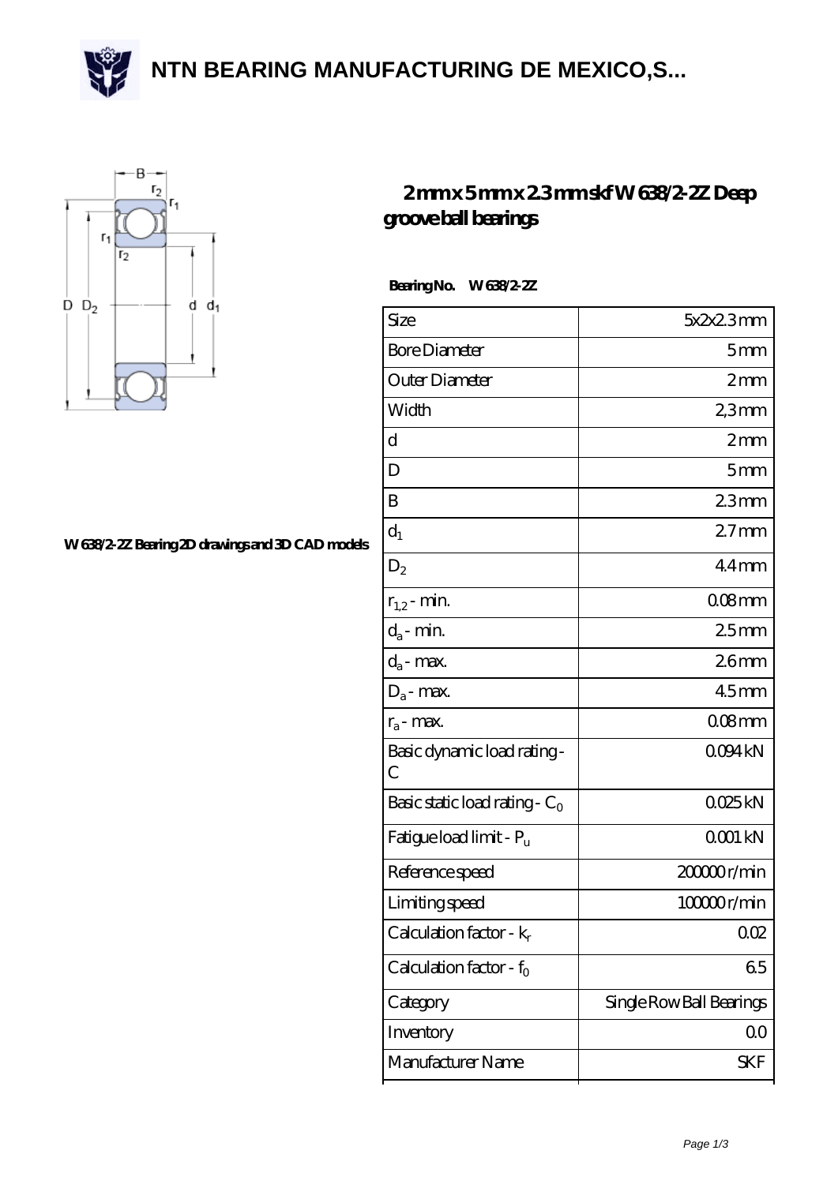# NTN BEARING MANUFACTURING DE MEXICO,S...

W 638/2-2Z Bearing 2D drawings and 3D CAD models

## 2 mm x 5 mm x 2.3 mm skf W 638/2-2Z Deep groove ball bearings

**Bearing No. W 638/2-2Z**

| Size | 5x2x2.3 mm |
|---|---|
| Bore Diameter | 5 mm |
| Outer Diameter | 2 mm |
| Width | 2,3 mm |
| d | 2 mm |
| D | 5 mm |
| B | 2.3 mm |
| $d_1$ | 2.7 mm |
| $D_2$ | 4.4 mm |
| $r_{1,2}$ - min. | 0.08 mm |
| $d_a$ - min. | 2.5 mm |
| $d_a$ - max. | 2.6 mm |
| $D_a$ - max. | 4.5 mm |
| $r_a$ - max. | 0.08 mm |
| Basic dynamic load rating - C | 0.094 kN |
| Basic static load rating - $C_0$ | 0.025 kN |
| Fatigue load limit - $P_u$ | 0.001 kN |
| Reference speed | 200000 r/min |
| Limiting speed | 100000 r/min |
| Calculation factor - $k_r$ | 0.02 |
| Calculation factor - $f_0$ | 6.5 |
| Category | Single Row Ball Bearings |
| Inventory | 0.0 |
| Manufacturer Name | SKF |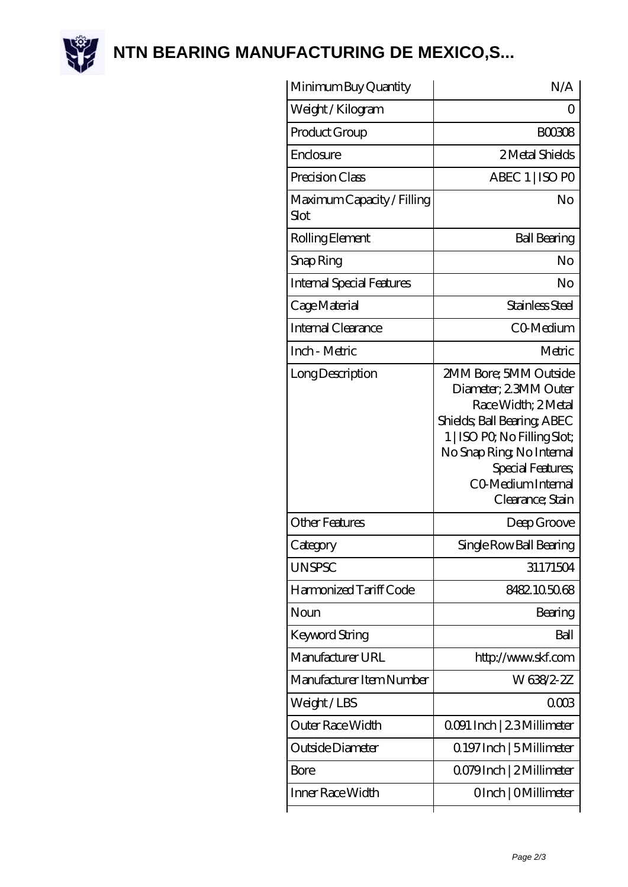# NTN BEARING MANUFACTURING DE MEXICO,S...

| | |
|---|---|
| Minimum Buy Quantity | N/A |
| Weight / Kilogram | 0 |
| Product Group | B00308 |
| Enclosure | 2 Metal Shields |
| Precision Class | ABEC 1 \| ISO P0 |
| Maximum Capacity / Filling Slot | No |
| Rolling Element | Ball Bearing |
| Snap Ring | No |
| Internal Special Features | No |
| Cage Material | Stainless Steel |
| Internal Clearance | C0-Medium |
| Inch - Metric | Metric |
| Long Description | 2MM Bore; 5MM Outside Diameter; 2.3MM Outer Race Width; 2 Metal Shields; Ball Bearing; ABEC 1 \| ISO P0; No Filling Slot; No Snap Ring; No Internal Special Features; C0-Medium Internal Clearance; Stain |
| Other Features | Deep Groove |
| Category | Single Row Ball Bearing |
| UNSPSC | 31171504 |
| Harmonized Tariff Code | 8482.10.50.68 |
| Noun | Bearing |
| Keyword String | Ball |
| Manufacturer URL | http://www.skf.com |
| Manufacturer Item Number | W 638/2-2Z |
| Weight / LBS | 0.003 |
| Outer Race Width | 0.091 Inch \| 2.3 Millimeter |
| Outside Diameter | 0.197 Inch \| 5 Millimeter |
| Bore | 0.079 Inch \| 2 Millimeter |
| Inner Race Width | 0 Inch \| 0 Millimeter |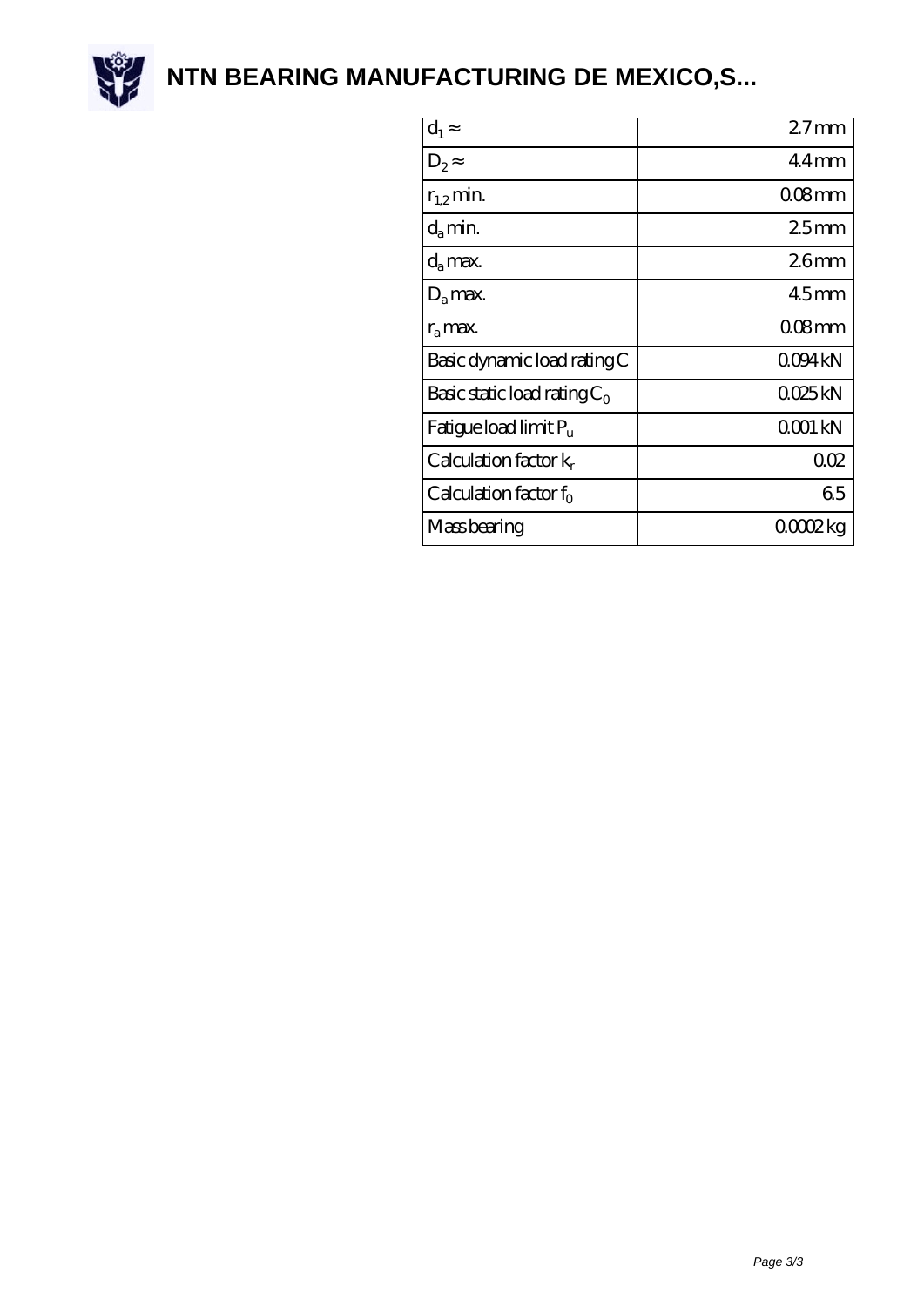| | |
|---|---|
| $d_1 \approx$ | 2.7 mm |
| $D_2 \approx$ | 4.4 mm |
| $r_{1,2}$ min. | 0.08 mm |
| $d_a$ min. | 2.5 mm |
| $d_a$ max. | 2.6 mm |
| $D_a$ max. | 4.5 mm |
| $r_a$ max. | 0.08 mm |
| Basic dynamic load rating C | 0.094 kN |
| Basic static load rating $C_0$ | 0.025 kN |
| Fatigue load limit $P_u$ | 0.001 kN |
| Calculation factor $k_r$ | 0.02 |
| Calculation factor $f_0$ | 6.5 |
| Mass bearing | 0.0002 kg |